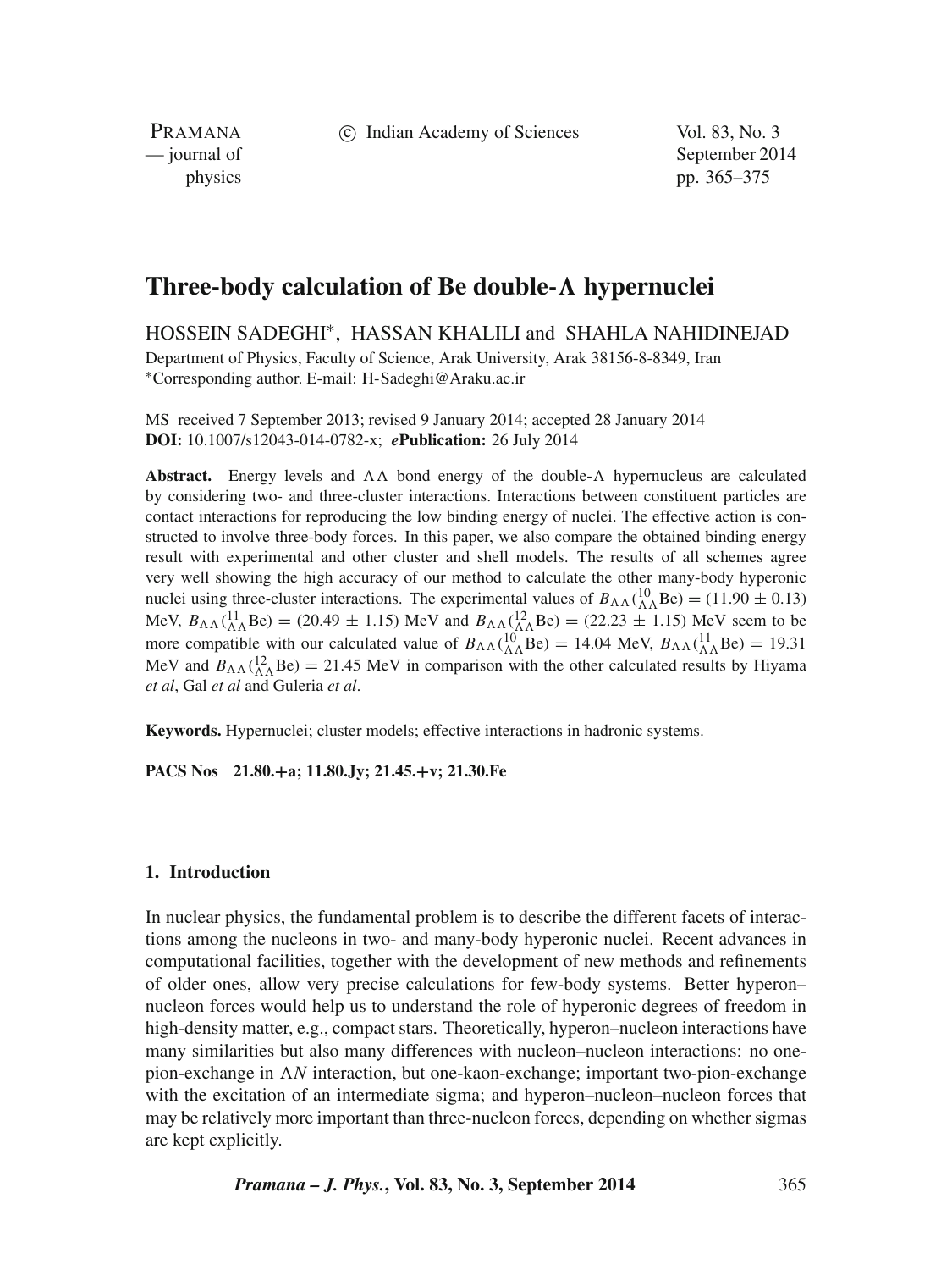# Three-body calculation of Be double-Λ hypernuclei

HOSSEIN SADEGHI*, HASSAN KHALILI and SHAHLA NAHIDINEJAD

Department of Physics, Faculty of Science, Arak University, Arak 38156-8-8349, Iran
*Corresponding author. E-mail: H-Sadeghi@Araku.ac.ir

MS received 7 September 2013; revised 9 January 2014; accepted 28 January 2014
**DOI:** 10.1007/s12043-014-0782-x; ***e*Publication:** 26 July 2014

**Abstract.** Energy levels and ΛΛ bond energy of the double-Λ hypernucleus are calculated by considering two- and three-cluster interactions. Interactions between constituent particles are contact interactions for reproducing the low binding energy of nuclei. The effective action is constructed to involve three-body forces. In this paper, we also compare the obtained binding energy result with experimental and other cluster and shell models. The results of all schemes agree very well showing the high accuracy of our method to calculate the other many-body hyperonic nuclei using three-cluster interactions. The experimental values of $B_{\Lambda\Lambda}({}^{10}_{\Lambda\Lambda}\text{Be}) = (11.90 \pm 0.13)$ MeV, $B_{\Lambda\Lambda}({}^{11}_{\Lambda\Lambda}\text{Be}) = (20.49 \pm 1.15)$ MeV and $B_{\Lambda\Lambda}({}^{12}_{\Lambda\Lambda}\text{Be}) = (22.23 \pm 1.15)$ MeV seem to be more compatible with our calculated value of $B_{\Lambda\Lambda}({}^{10}_{\Lambda\Lambda}\text{Be}) = 14.04$ MeV, $B_{\Lambda\Lambda}({}^{11}_{\Lambda\Lambda}\text{Be}) = 19.31$ MeV and $B_{\Lambda\Lambda}({}^{12}_{\Lambda\Lambda}\text{Be}) = 21.45$ MeV in comparison with the other calculated results by Hiyama *et al*, Gal *et al* and Guleria *et al*.

**Keywords.** Hypernuclei; cluster models; effective interactions in hadronic systems.

**PACS Nos** 21.80.+a; 11.80.Jy; 21.45.+v; 21.30.Fe

## 1. Introduction

In nuclear physics, the fundamental problem is to describe the different facets of interactions among the nucleons in two- and many-body hyperonic nuclei. Recent advances in computational facilities, together with the development of new methods and refinements of older ones, allow very precise calculations for few-body systems. Better hyperon–nucleon forces would help us to understand the role of hyperonic degrees of freedom in high-density matter, e.g., compact stars. Theoretically, hyperon–nucleon interactions have many similarities but also many differences with nucleon–nucleon interactions: no one-pion-exchange in $\Lambda N$ interaction, but one-kaon-exchange; important two-pion-exchange with the excitation of an intermediate sigma; and hyperon–nucleon–nucleon forces that may be relatively more important than three-nucleon forces, depending on whether sigmas are kept explicitly.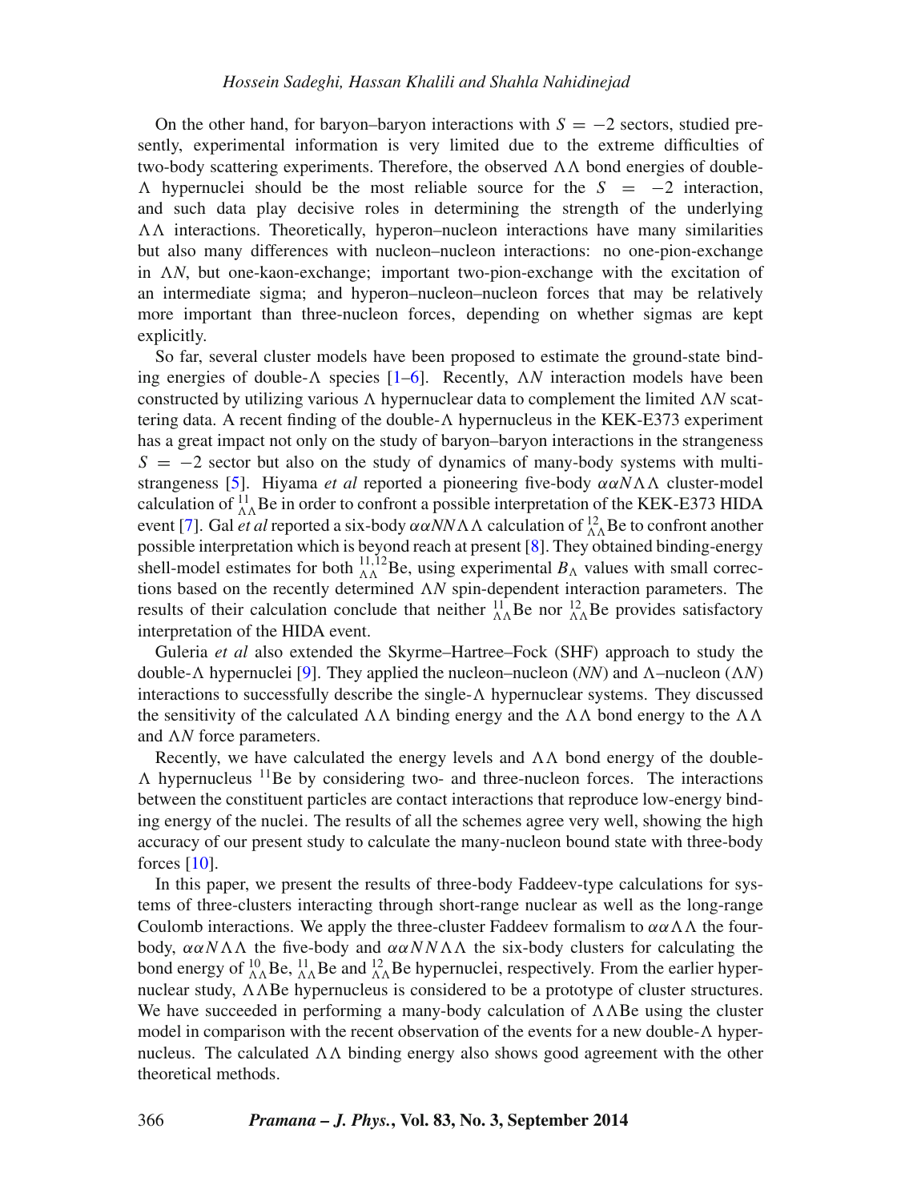On the other hand, for baryon–baryon interactions with $S = -2$ sectors, studied presently, experimental information is very limited due to the extreme difficulties of two-body scattering experiments. Therefore, the observed $\Lambda\Lambda$ bond energies of double-$\Lambda$ hypernuclei should be the most reliable source for the $S = -2$ interaction, and such data play decisive roles in determining the strength of the underlying $\Lambda\Lambda$ interactions. Theoretically, hyperon–nucleon interactions have many similarities but also many differences with nucleon–nucleon interactions: no one-pion-exchange in $\Lambda N$, but one-kaon-exchange; important two-pion-exchange with the excitation of an intermediate sigma; and hyperon–nucleon–nucleon forces that may be relatively more important than three-nucleon forces, depending on whether sigmas are kept explicitly.

So far, several cluster models have been proposed to estimate the ground-state binding energies of double-$\Lambda$ species [1–6]. Recently, $\Lambda N$ interaction models have been constructed by utilizing various $\Lambda$ hypernuclear data to complement the limited $\Lambda N$ scattering data. A recent finding of the double-$\Lambda$ hypernucleus in the KEK-E373 experiment has a great impact not only on the study of baryon–baryon interactions in the strangeness $S = -2$ sector but also on the study of dynamics of many-body systems with multi-strangeness [5]. Hiyama *et al* reported a pioneering five-body $\alpha\alpha N\Lambda\Lambda$ cluster-model calculation of ${}^{11}_{\Lambda\Lambda}$Be in order to confront a possible interpretation of the KEK-E373 HIDA event [7]. Gal *et al* reported a six-body $\alpha\alpha NN\Lambda\Lambda$ calculation of ${}^{12}_{\Lambda\Lambda}$Be to confront another possible interpretation which is beyond reach at present [8]. They obtained binding-energy shell-model estimates for both ${}^{11,12}_{\Lambda\Lambda}$Be, using experimental $B_\Lambda$ values with small corrections based on the recently determined $\Lambda N$ spin-dependent interaction parameters. The results of their calculation conclude that neither ${}^{11}_{\Lambda\Lambda}$Be nor ${}^{12}_{\Lambda\Lambda}$Be provides satisfactory interpretation of the HIDA event.

Guleria *et al* also extended the Skyrme–Hartree–Fock (SHF) approach to study the double-$\Lambda$ hypernuclei [9]. They applied the nucleon–nucleon (*NN*) and $\Lambda$–nucleon ($\Lambda N$) interactions to successfully describe the single-$\Lambda$ hypernuclear systems. They discussed the sensitivity of the calculated $\Lambda\Lambda$ binding energy and the $\Lambda\Lambda$ bond energy to the $\Lambda\Lambda$ and $\Lambda N$ force parameters.

Recently, we have calculated the energy levels and $\Lambda\Lambda$ bond energy of the double-$\Lambda$ hypernucleus ${}^{11}$Be by considering two- and three-nucleon forces. The interactions between the constituent particles are contact interactions that reproduce low-energy binding energy of the nuclei. The results of all the schemes agree very well, showing the high accuracy of our present study to calculate the many-nucleon bound state with three-body forces [10].

In this paper, we present the results of three-body Faddeev-type calculations for systems of three-clusters interacting through short-range nuclear as well as the long-range Coulomb interactions. We apply the three-cluster Faddeev formalism to $\alpha\alpha\Lambda\Lambda$ the four-body, $\alpha\alpha N\Lambda\Lambda$ the five-body and $\alpha\alpha NN\Lambda\Lambda$ the six-body clusters for calculating the bond energy of ${}^{10}_{\Lambda\Lambda}$Be, ${}^{11}_{\Lambda\Lambda}$Be and ${}^{12}_{\Lambda\Lambda}$Be hypernuclei, respectively. From the earlier hypernuclear study, $\Lambda\Lambda$Be hypernucleus is considered to be a prototype of cluster structures. We have succeeded in performing a many-body calculation of $\Lambda\Lambda$Be using the cluster model in comparison with the recent observation of the events for a new double-$\Lambda$ hypernucleus. The calculated $\Lambda\Lambda$ binding energy also shows good agreement with the other theoretical methods.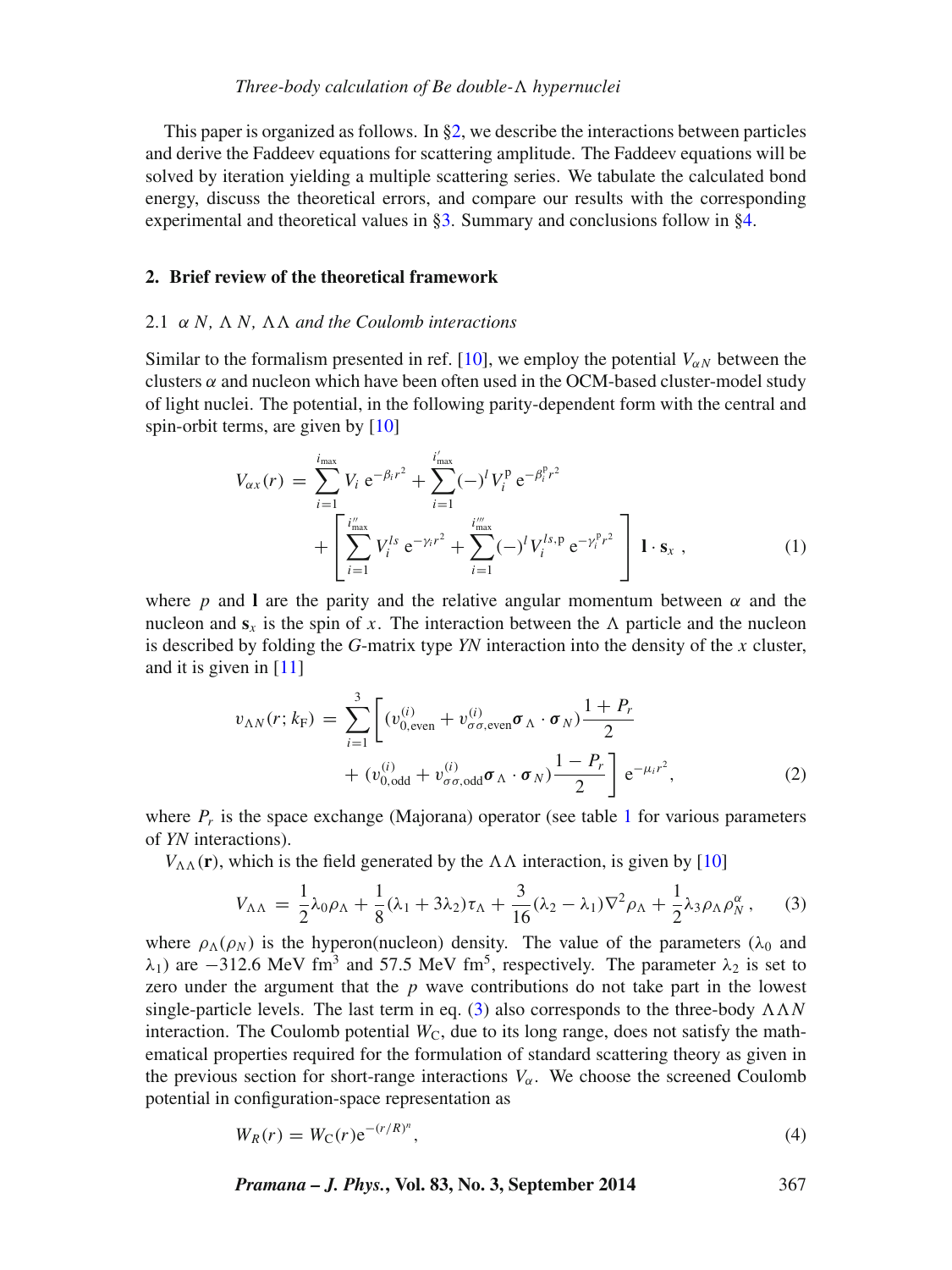This paper is organized as follows. In §2, we describe the interactions between particles and derive the Faddeev equations for scattering amplitude. The Faddeev equations will be solved by iteration yielding a multiple scattering series. We tabulate the calculated bond energy, discuss the theoretical errors, and compare our results with the corresponding experimental and theoretical values in §3. Summary and conclusions follow in §4.

## 2. Brief review of the theoretical framework

### 2.1 $\alpha N$, $\Lambda N$, $\Lambda\Lambda$ *and the Coulomb interactions*

Similar to the formalism presented in ref. [10], we employ the potential $V_{\alpha N}$ between the clusters $\alpha$ and nucleon which have been often used in the OCM-based cluster-model study of light nuclei. The potential, in the following parity-dependent form with the central and spin-orbit terms, are given by [10]

$$V_{\alpha x}(r) = \sum_{i=1}^{i_{\max}} V_i \, \mathrm{e}^{-\beta_i r^2} + \sum_{i=1}^{i'_{\max}} (-)^l V_i^{\mathrm{p}} \, \mathrm{e}^{-\beta_i^{\mathrm{p}} r^2} + \left[ \sum_{i=1}^{i''_{\max}} V_i^{ls} \, \mathrm{e}^{-\gamma_i r^2} + \sum_{i=1}^{i'''_{\max}} (-)^l V_i^{ls,\mathrm{p}} \, \mathrm{e}^{-\gamma_i^{\mathrm{p}} r^2} \right] \mathbf{l} \cdot \mathbf{s}_x \,, \tag{1}$$

where $p$ and $\mathbf{l}$ are the parity and the relative angular momentum between $\alpha$ and the nucleon and $\mathbf{s}_x$ is the spin of $x$. The interaction between the $\Lambda$ particle and the nucleon is described by folding the $G$-matrix type *YN* interaction into the density of the $x$ cluster, and it is given in [11]

$$v_{\Lambda N}(r; k_{\mathrm{F}}) = \sum_{i=1}^{3} \left[ (v_{0,\mathrm{even}}^{(i)} + v_{\sigma\sigma,\mathrm{even}}^{(i)} \boldsymbol{\sigma}_\Lambda \cdot \boldsymbol{\sigma}_N) \frac{1+P_r}{2} + (v_{0,\mathrm{odd}}^{(i)} + v_{\sigma\sigma,\mathrm{odd}}^{(i)} \boldsymbol{\sigma}_\Lambda \cdot \boldsymbol{\sigma}_N) \frac{1-P_r}{2} \right] \mathrm{e}^{-\mu_i r^2}, \tag{2}$$

where $P_r$ is the space exchange (Majorana) operator (see table 1 for various parameters of *YN* interactions).

$V_{\Lambda\Lambda}(\mathbf{r})$, which is the field generated by the $\Lambda\Lambda$ interaction, is given by [10]

$$V_{\Lambda\Lambda} = \frac{1}{2}\lambda_0 \rho_\Lambda + \frac{1}{8}(\lambda_1 + 3\lambda_2)\tau_\Lambda + \frac{3}{16}(\lambda_2 - \lambda_1)\nabla^2 \rho_\Lambda + \frac{1}{2}\lambda_3 \rho_\Lambda \rho_N^\alpha \,, \tag{3}$$

where $\rho_\Lambda(\rho_N)$ is the hyperon(nucleon) density. The value of the parameters ($\lambda_0$ and $\lambda_1$) are $-312.6$ MeV fm$^3$ and $57.5$ MeV fm$^5$, respectively. The parameter $\lambda_2$ is set to zero under the argument that the $p$ wave contributions do not take part in the lowest single-particle levels. The last term in eq. (3) also corresponds to the three-body $\Lambda\Lambda N$ interaction. The Coulomb potential $W_{\mathrm{C}}$, due to its long range, does not satisfy the mathematical properties required for the formulation of standard scattering theory as given in the previous section for short-range interactions $V_\alpha$. We choose the screened Coulomb potential in configuration-space representation as

$$W_R(r) = W_{\mathrm{C}}(r) \mathrm{e}^{-(r/R)^n}, \tag{4}$$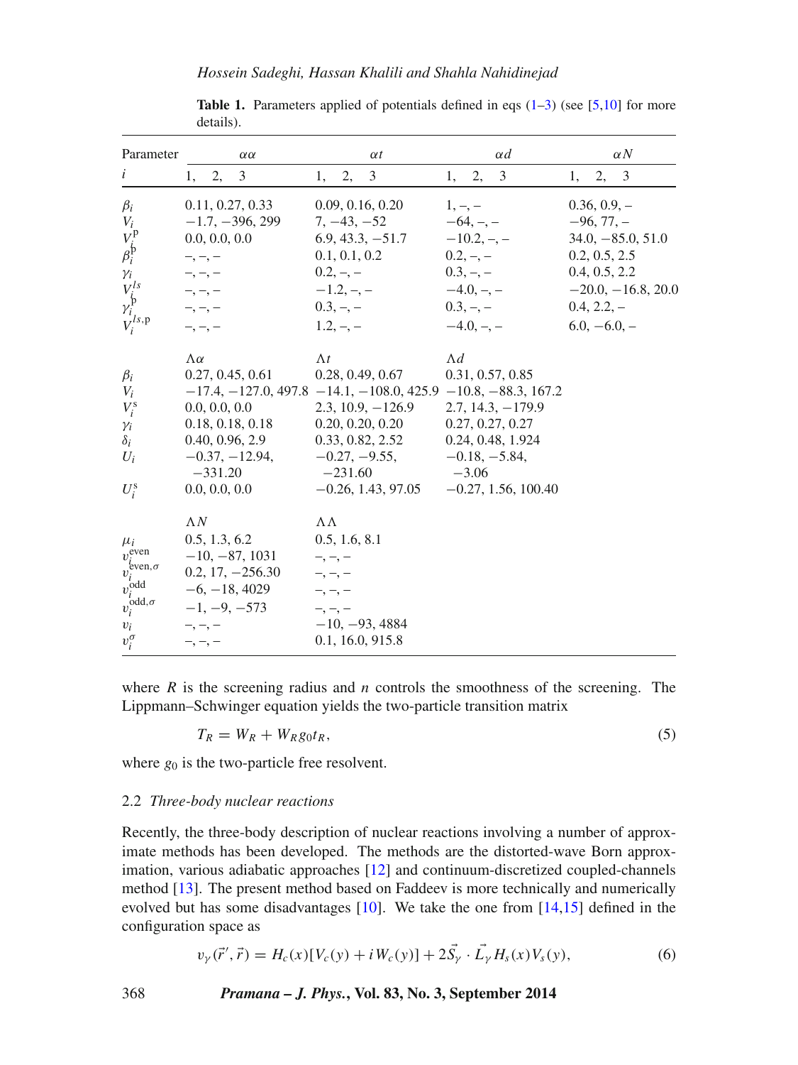**Table 1.** Parameters applied of potentials defined in eqs (1–3) (see [5,10] for more details).

| Parameter | $\alpha\alpha$ | $\alpha t$ | $\alpha d$ | $\alpha N$ |
|---|---|---|---|---|
| $i$ | 1, 2, 3 | 1, 2, 3 | 1, 2, 3 | 1, 2, 3 |
| $\beta_i$ | 0.11, 0.27, 0.33 | 0.09, 0.16, 0.20 | 1, –, – | 0.36, 0.9, – |
| $V_i$ | −1.7, −396, 299 | 7, −43, −52 | −64, –, – | −96, 77, – |
| $V_i^{\mathrm{p}}$ | 0.0, 0.0, 0.0 | 6.9, 43.3, −51.7 | −10.2, –, – | 34.0, −85.0, 51.0 |
| $\beta_i^{\mathrm{p}}$ | –, –, – | 0.1, 0.1, 0.2 | 0.2, –, – | 0.2, 0.5, 2.5 |
| $\gamma_i$ | –, –, – | 0.2, –, – | 0.3, –, – | 0.4, 0.5, 2.2 |
| $V_i^{ls}$ | –, –, – | −1.2, –, – | −4.0, –, – | −20.0, −16.8, 20.0 |
| $\gamma_i^{\mathrm{p}}$ | –, –, – | 0.3, –, – | 0.3, –, – | 0.4, 2.2, – |
| $V_i^{ls,\mathrm{p}}$ | –, –, – | 1.2, –, – | −4.0, –, – | 6.0, −6.0, – |
| | $\Lambda\alpha$ | $\Lambda t$ | $\Lambda d$ | |
| $\beta_i$ | 0.27, 0.45, 0.61 | 0.28, 0.49, 0.67 | 0.31, 0.57, 0.85 | |
| $V_i$ | −17.4, −127.0, 497.8 | −14.1, −108.0, 425.9 | −10.8, −88.3, 167.2 | |
| $V_i^{\mathrm{s}}$ | 0.0, 0.0, 0.0 | 2.3, 10.9, −126.9 | 2.7, 14.3, −179.9 | |
| $\gamma_i$ | 0.18, 0.18, 0.18 | 0.20, 0.20, 0.20 | 0.27, 0.27, 0.27 | |
| $\delta_i$ | 0.40, 0.96, 2.9 | 0.33, 0.82, 2.52 | 0.24, 0.48, 1.924 | |
| $U_i$ | −0.37, −12.94, −331.20 | −0.27, −9.55, −231.60 | −0.18, −5.84, −3.06 | |
| $U_i^{\mathrm{s}}$ | 0.0, 0.0, 0.0 | −0.26, 1.43, 97.05 | −0.27, 1.56, 100.40 | |
| | $\Lambda N$ | $\Lambda\Lambda$ | | |
| $\mu_i$ | 0.5, 1.3, 6.2 | 0.5, 1.6, 8.1 | | |
| $v_i^{\mathrm{even}}$ | −10, −87, 1031 | –, –, – | | |
| $v_i^{\mathrm{even},\sigma}$ | 0.2, 17, −256.30 | –, –, – | | |
| $v_i^{\mathrm{odd}}$ | −6, −18, 4029 | –, –, – | | |
| $v_i^{\mathrm{odd},\sigma}$ | −1, −9, −573 | –, –, – | | |
| $v_i$ | –, –, – | −10, −93, 4884 | | |
| $v_i^{\sigma}$ | –, –, – | 0.1, 16.0, 915.8 | | |

where $R$ is the screening radius and $n$ controls the smoothness of the screening. The Lippmann–Schwinger equation yields the two-particle transition matrix

$$T_R = W_R + W_R g_0 t_R, \tag{5}$$

where $g_0$ is the two-particle free resolvent.

### 2.2 *Three-body nuclear reactions*

Recently, the three-body description of nuclear reactions involving a number of approximate methods has been developed. The methods are the distorted-wave Born approximation, various adiabatic approaches [12] and continuum-discretized coupled-channels method [13]. The present method based on Faddeev is more technically and numerically evolved but has some disadvantages [10]. We take the one from [14,15] defined in the configuration space as

$$v_\gamma(\vec{r}\,', \vec{r}) = H_c(x)[V_c(y) + iW_c(y)] + 2\vec{S}_\gamma \cdot \vec{L}_\gamma H_s(x) V_s(y), \tag{6}$$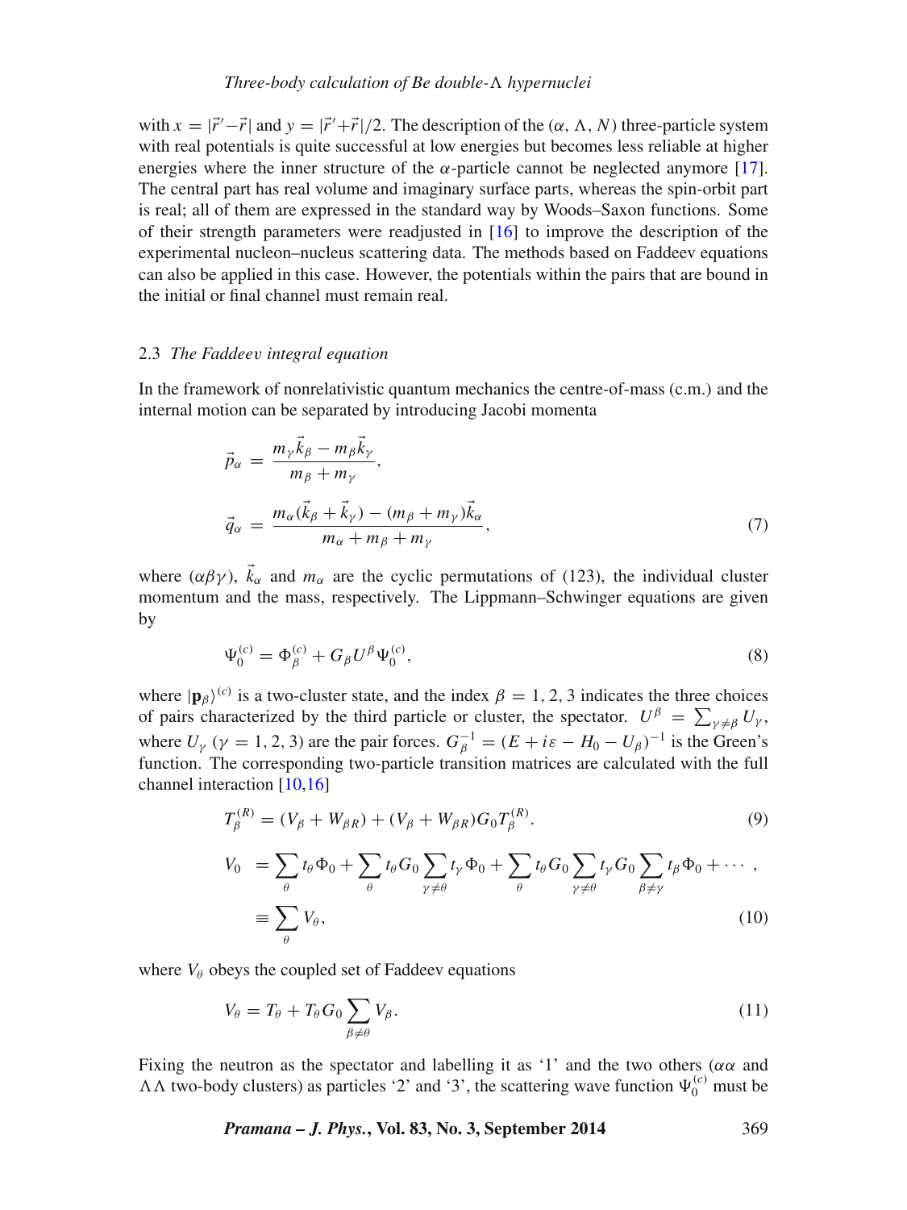with $x = |\vec{r}'-\vec{r}|$ and $y = |\vec{r}'+\vec{r}|/2$. The description of the ($\alpha$, $\Lambda$, $N$) three-particle system with real potentials is quite successful at low energies but becomes less reliable at higher energies where the inner structure of the $\alpha$-particle cannot be neglected anymore [17]. The central part has real volume and imaginary surface parts, whereas the spin-orbit part is real; all of them are expressed in the standard way by Woods–Saxon functions. Some of their strength parameters were readjusted in [16] to improve the description of the experimental nucleon–nucleus scattering data. The methods based on Faddeev equations can also be applied in this case. However, the potentials within the pairs that are bound in the initial or final channel must remain real.

### 2.3 *The Faddeev integral equation*

In the framework of nonrelativistic quantum mechanics the centre-of-mass (c.m.) and the internal motion can be separated by introducing Jacobi momenta

$$\vec{p}_\alpha = \frac{m_\gamma \vec{k}_\beta - m_\beta \vec{k}_\gamma}{m_\beta + m_\gamma},$$

$$\vec{q}_\alpha = \frac{m_\alpha(\vec{k}_\beta + \vec{k}_\gamma) - (m_\beta + m_\gamma)\vec{k}_\alpha}{m_\alpha + m_\beta + m_\gamma}, \tag{7}$$

where $(\alpha\beta\gamma)$, $\vec{k}_\alpha$ and $m_\alpha$ are the cyclic permutations of (123), the individual cluster momentum and the mass, respectively. The Lippmann–Schwinger equations are given by

$$\Psi_0^{(c)} = \Phi_\beta^{(c)} + G_\beta U^\beta \Psi_0^{(c)}, \tag{8}$$

where $|\mathbf{p}_\beta\rangle^{(c)}$ is a two-cluster state, and the index $\beta = 1, 2, 3$ indicates the three choices of pairs characterized by the third particle or cluster, the spectator. $U^\beta = \sum_{\gamma \neq \beta} U_\gamma$, where $U_\gamma$ ($\gamma = 1, 2, 3$) are the pair forces. $G_\beta^{-1} = (E + i\varepsilon - H_0 - U_\beta)^{-1}$ is the Green's function. The corresponding two-particle transition matrices are calculated with the full channel interaction [10,16]

$$T_\beta^{(R)} = (V_\beta + W_{\beta R}) + (V_\beta + W_{\beta R}) G_0 T_\beta^{(R)}. \tag{9}$$

$$\begin{aligned} V_0 &= \sum_\theta t_\theta \Phi_0 + \sum_\theta t_\theta G_0 \sum_{\gamma \neq \theta} t_\gamma \Phi_0 + \sum_\theta t_\theta G_0 \sum_{\gamma \neq \theta} t_\gamma G_0 \sum_{\beta \neq \gamma} t_\beta \Phi_0 + \cdots , \\ &\equiv \sum_\theta V_\theta, \end{aligned} \tag{10}$$

where $V_\theta$ obeys the coupled set of Faddeev equations

$$V_\theta = T_\theta + T_\theta G_0 \sum_{\beta \neq \theta} V_\beta. \tag{11}$$

Fixing the neutron as the spectator and labelling it as '1' and the two others ($\alpha\alpha$ and $\Lambda\Lambda$ two-body clusters) as particles '2' and '3', the scattering wave function $\Psi_0^{(c)}$ must be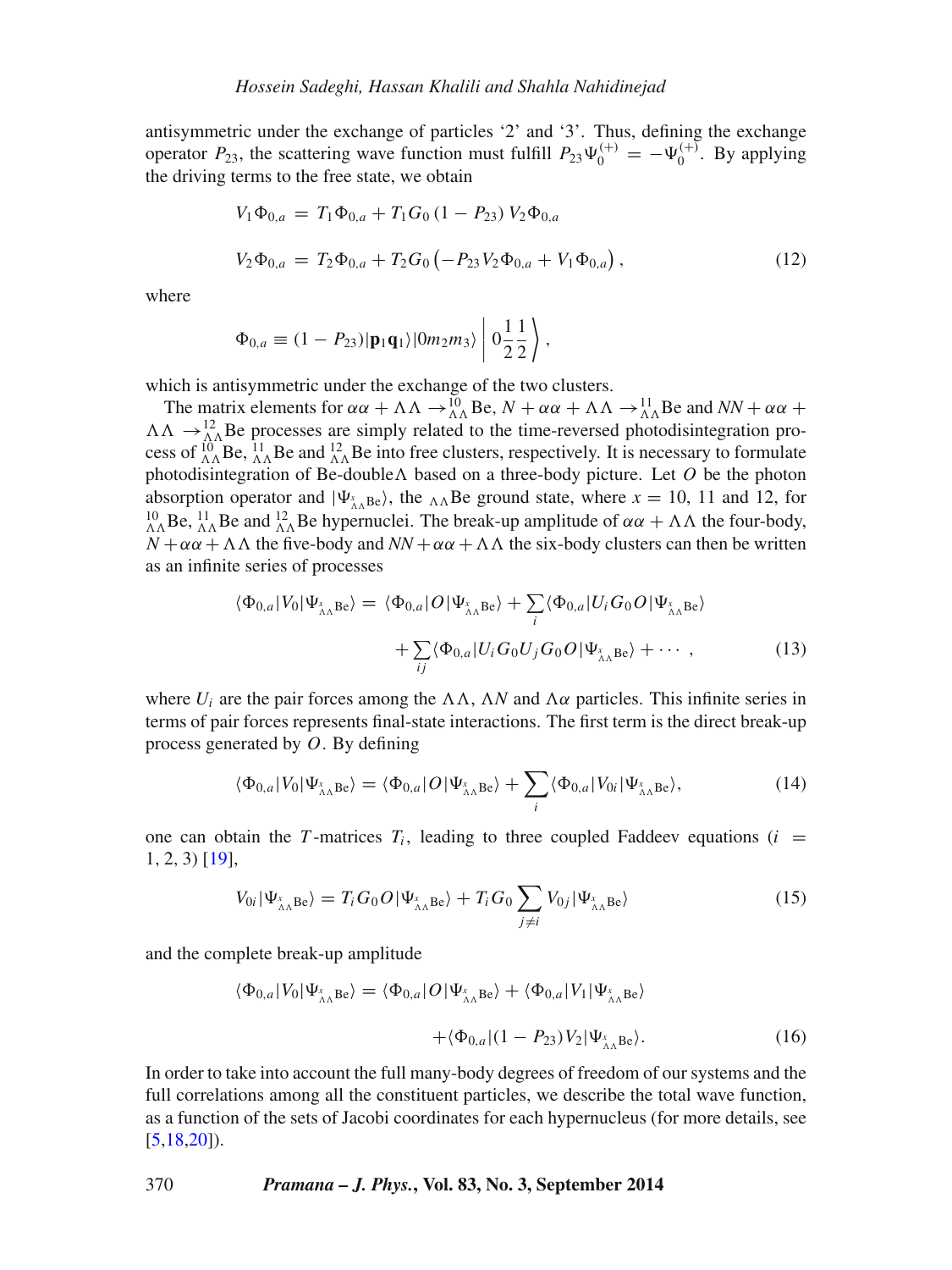antisymmetric under the exchange of particles '2' and '3'. Thus, defining the exchange operator $P_{23}$, the scattering wave function must fulfill $P_{23}\Psi_0^{(+)} = -\Psi_0^{(+)}$. By applying the driving terms to the free state, we obtain

$$
\begin{aligned}
V_1\Phi_{0,a} &= T_1\Phi_{0,a} + T_1 G_0 \left(1 - P_{23}\right) V_2\Phi_{0,a} \\
V_2\Phi_{0,a} &= T_2\Phi_{0,a} + T_2 G_0 \left(-P_{23} V_2 \Phi_{0,a} + V_1 \Phi_{0,a}\right),
\end{aligned} \tag{12}
$$

where

$$
\Phi_{0,a} \equiv (1 - P_{23})|\mathbf{p}_1\mathbf{q}_1\rangle|0 m_2 m_3\rangle \left| 0\frac{1}{2}\frac{1}{2} \right\rangle ,
$$

which is antisymmetric under the exchange of the two clusters.

The matrix elements for $\alpha\alpha + \Lambda\Lambda \rightarrow {}^{10}_{\Lambda\Lambda}\mathrm{Be}$, $N + \alpha\alpha + \Lambda\Lambda \rightarrow {}^{11}_{\Lambda\Lambda}\mathrm{Be}$ and $NN + \alpha\alpha + \Lambda\Lambda \rightarrow {}^{12}_{\Lambda\Lambda}\mathrm{Be}$ processes are simply related to the time-reversed photodisintegration process of ${}^{10}_{\Lambda\Lambda}\mathrm{Be}$, ${}^{11}_{\Lambda\Lambda}\mathrm{Be}$ and ${}^{12}_{\Lambda\Lambda}\mathrm{Be}$ into free clusters, respectively. It is necessary to formulate photodisintegration of Be-double$\Lambda$ based on a three-body picture. Let $O$ be the photon absorption operator and $|\Psi_{{}^{x}_{\Lambda\Lambda}\mathrm{Be}}\rangle$, the ${}_{\Lambda\Lambda}\mathrm{Be}$ ground state, where $x = 10$, 11 and 12, for ${}^{10}_{\Lambda\Lambda}\mathrm{Be}$, ${}^{11}_{\Lambda\Lambda}\mathrm{Be}$ and ${}^{12}_{\Lambda\Lambda}\mathrm{Be}$ hypernuclei. The break-up amplitude of $\alpha\alpha + \Lambda\Lambda$ the four-body, $N + \alpha\alpha + \Lambda\Lambda$ the five-body and $NN + \alpha\alpha + \Lambda\Lambda$ the six-body clusters can then be written as an infinite series of processes

$$
\begin{aligned}
\langle \Phi_{0,a}|V_0|\Psi_{{}^{x}_{\Lambda\Lambda}\mathrm{Be}}\rangle &= \langle \Phi_{0,a}|O|\Psi_{{}^{x}_{\Lambda\Lambda}\mathrm{Be}}\rangle + \sum_i \langle \Phi_{0,a}|U_i G_0 O|\Psi_{{}^{x}_{\Lambda\Lambda}\mathrm{Be}}\rangle \\
&\quad + \sum_{ij} \langle \Phi_{0,a}|U_i G_0 U_j G_0 O|\Psi_{{}^{x}_{\Lambda\Lambda}\mathrm{Be}}\rangle + \cdots ,
\end{aligned} \tag{13}
$$

where $U_i$ are the pair forces among the $\Lambda\Lambda$, $\Lambda N$ and $\Lambda\alpha$ particles. This infinite series in terms of pair forces represents final-state interactions. The first term is the direct break-up process generated by $O$. By defining

$$
\langle \Phi_{0,a}|V_0|\Psi_{{}^{x}_{\Lambda\Lambda}\mathrm{Be}}\rangle = \langle \Phi_{0,a}|O|\Psi_{{}^{x}_{\Lambda\Lambda}\mathrm{Be}}\rangle + \sum_i \langle \Phi_{0,a}|V_{0i}|\Psi_{{}^{x}_{\Lambda\Lambda}\mathrm{Be}}\rangle, \tag{14}
$$

one can obtain the $T$-matrices $T_i$, leading to three coupled Faddeev equations ($i = 1, 2, 3$) [19],

$$
V_{0i}|\Psi_{{}^{x}_{\Lambda\Lambda}\mathrm{Be}}\rangle = T_i G_0 O|\Psi_{{}^{x}_{\Lambda\Lambda}\mathrm{Be}}\rangle + T_i G_0 \sum_{j\neq i} V_{0j}|\Psi_{{}^{x}_{\Lambda\Lambda}\mathrm{Be}}\rangle \tag{15}
$$

and the complete break-up amplitude

$$
\begin{aligned}
\langle \Phi_{0,a}|V_0|\Psi_{{}^{x}_{\Lambda\Lambda}\mathrm{Be}}\rangle &= \langle \Phi_{0,a}|O|\Psi_{{}^{x}_{\Lambda\Lambda}\mathrm{Be}}\rangle + \langle \Phi_{0,a}|V_1|\Psi_{{}^{x}_{\Lambda\Lambda}\mathrm{Be}}\rangle \\
&\quad + \langle \Phi_{0,a}|(1 - P_{23})V_2|\Psi_{{}^{x}_{\Lambda\Lambda}\mathrm{Be}}\rangle .
\end{aligned} \tag{16}
$$

In order to take into account the full many-body degrees of freedom of our systems and the full correlations among all the constituent particles, we describe the total wave function, as a function of the sets of Jacobi coordinates for each hypernucleus (for more details, see [5,18,20]).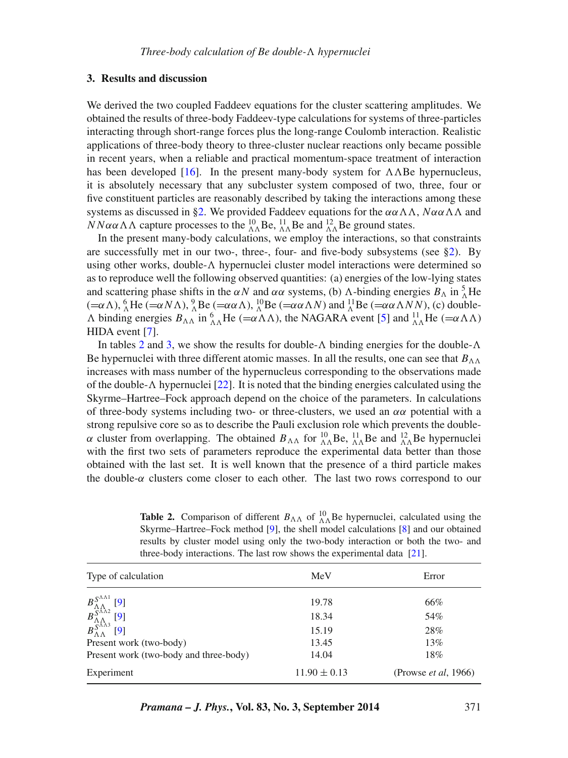## 3. Results and discussion

We derived the two coupled Faddeev equations for the cluster scattering amplitudes. We obtained the results of three-body Faddeev-type calculations for systems of three-particles interacting through short-range forces plus the long-range Coulomb interaction. Realistic applications of three-body theory to three-cluster nuclear reactions only became possible in recent years, when a reliable and practical momentum-space treatment of interaction has been developed [16]. In the present many-body system for $\Lambda\Lambda$Be hypernucleus, it is absolutely necessary that any subcluster system composed of two, three, four or five constituent particles are reasonably described by taking the interactions among these systems as discussed in §2. We provided Faddeev equations for the $\alpha\alpha\Lambda\Lambda$, $N\alpha\alpha\Lambda\Lambda$ and $NN\alpha\alpha\Lambda\Lambda$ capture processes to the ${}^{10}_{\Lambda\Lambda}$Be, ${}^{11}_{\Lambda\Lambda}$Be and ${}^{12}_{\Lambda\Lambda}$Be ground states.

In the present many-body calculations, we employ the interactions, so that constraints are successfully met in our two-, three-, four- and five-body subsystems (see §2). By using other works, double-$\Lambda$ hypernuclei cluster model interactions were determined so as to reproduce well the following observed quantities: (a) energies of the low-lying states and scattering phase shifts in the $\alpha N$ and $\alpha\alpha$ systems, (b) $\Lambda$-binding energies $B_\Lambda$ in ${}^{5}_{\Lambda}$He ($=\alpha\Lambda$), ${}^{6}_{\Lambda}$He ($=\alpha N\Lambda$), ${}^{9}_{\Lambda}$Be ($=\alpha\alpha\Lambda$), ${}^{10}_{\Lambda}$Be ($=\alpha\alpha\Lambda N$) and ${}^{11}_{\Lambda}$Be ($=\alpha\alpha\Lambda NN$), (c) double-$\Lambda$ binding energies $B_{\Lambda\Lambda}$ in ${}^{6}_{\Lambda\Lambda}$He ($=\alpha\Lambda\Lambda$), the NAGARA event [5] and ${}^{11}_{\Lambda\Lambda}$He ($=\alpha\Lambda\Lambda$) HIDA event [7].

In tables 2 and 3, we show the results for double-$\Lambda$ binding energies for the double-$\Lambda$ Be hypernuclei with three different atomic masses. In all the results, one can see that $B_{\Lambda\Lambda}$ increases with mass number of the hypernuclei corresponding to the observations made of the double-$\Lambda$ hypernuclei [22]. It is noted that the binding energies calculated using the Skyrme–Hartree–Fock approach depend on the choice of the parameters. In calculations of three-body systems including two- or three-clusters, we used an $\alpha\alpha$ potential with a strong repulsive core so as to describe the Pauli exclusion role which prevents the double-$\alpha$ cluster from overlapping. The obtained $B_{\Lambda\Lambda}$ for ${}^{10}_{\Lambda\Lambda}$Be, ${}^{11}_{\Lambda\Lambda}$Be and ${}^{12}_{\Lambda\Lambda}$Be hypernuclei with the first two sets of parameters reproduce the experimental data better than those obtained with the last set. It is well known that the presence of a third particle makes the double-$\alpha$ clusters come closer to each other. The last two rows correspond to our

**Table 2.** Comparison of different $B_{\Lambda\Lambda}$ of ${}^{10}_{\Lambda\Lambda}$Be hypernuclei, calculated using the Skyrme–Hartree–Fock method [9], the shell model calculations [8] and our obtained results by cluster model using only the two-body interaction or both the two- and three-body interactions. The last row shows the experimental data [21].

| Type of calculation | MeV | Error |
|---|---|---|
| $B^{S^{\Lambda\Lambda 1}}_{\Lambda\Lambda}$ [9] | 19.78 | 66% |
| $B^{S^{\Lambda\Lambda 2}}_{\Lambda\Lambda}$ [9] | 18.34 | 54% |
| $B^{S^{\Lambda\Lambda 3}}_{\Lambda\Lambda}$ [9] | 15.19 | 28% |
| Present work (two-body) | 13.45 | 13% |
| Present work (two-body and three-body) | 14.04 | 18% |
| Experiment | $11.90 \pm 0.13$ | (Prowse *et al*, 1966) |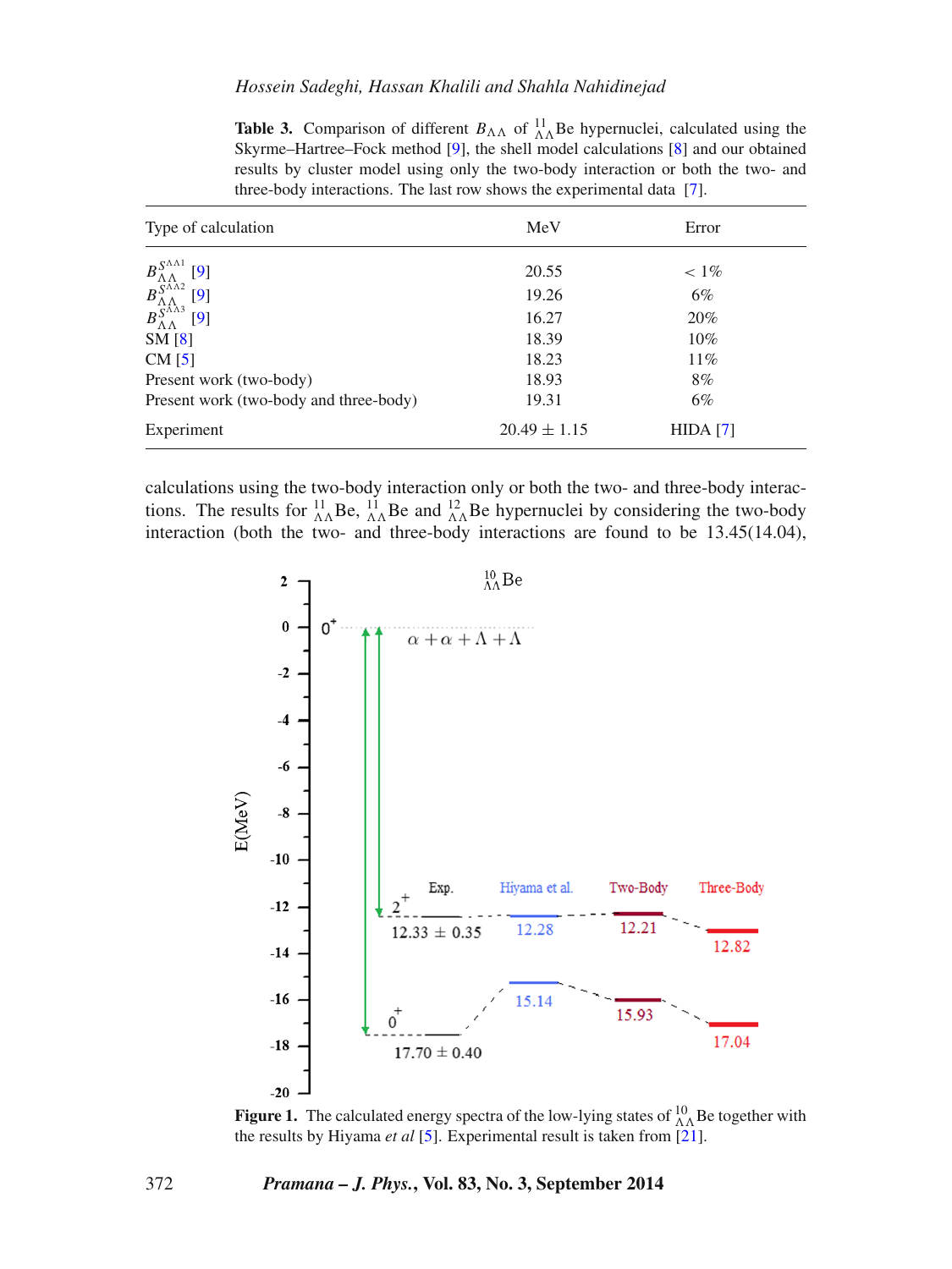**Table 3.** Comparison of different $B_{\Lambda\Lambda}$ of ${}^{11}_{\Lambda\Lambda}$Be hypernuclei, calculated using the Skyrme–Hartree–Fock method [9], the shell model calculations [8] and our obtained results by cluster model using only the two-body interaction or both the two- and three-body interactions. The last row shows the experimental data [7].

| Type of calculation | MeV | Error |
|---|---|---|
| $B_{\Lambda\Lambda}^{S^{\Lambda\Lambda 1}}$ [9] | 20.55 | $< 1\%$ |
| $B_{\Lambda\Lambda}^{S^{\Lambda\Lambda 2}}$ [9] | 19.26 | 6% |
| $B_{\Lambda\Lambda}^{S^{\Lambda\Lambda 3}}$ [9] | 16.27 | 20% |
| SM [8] | 18.39 | 10% |
| CM [5] | 18.23 | 11% |
| Present work (two-body) | 18.93 | 8% |
| Present work (two-body and three-body) | 19.31 | 6% |
| Experiment | $20.49 \pm 1.15$ | HIDA [7] |

calculations using the two-body interaction only or both the two- and three-body interactions. The results for ${}^{11}_{\Lambda\Lambda}$Be, ${}^{11}_{\Lambda\Lambda}$Be and ${}^{12}_{\Lambda\Lambda}$Be hypernuclei by considering the two-body interaction (both the two- and three-body interactions are found to be 13.45(14.04),

**Figure 1.** The calculated energy spectra of the low-lying states of ${}^{10}_{\Lambda\Lambda}$Be together with the results by Hiyama *et al* [5]. Experimental result is taken from [21].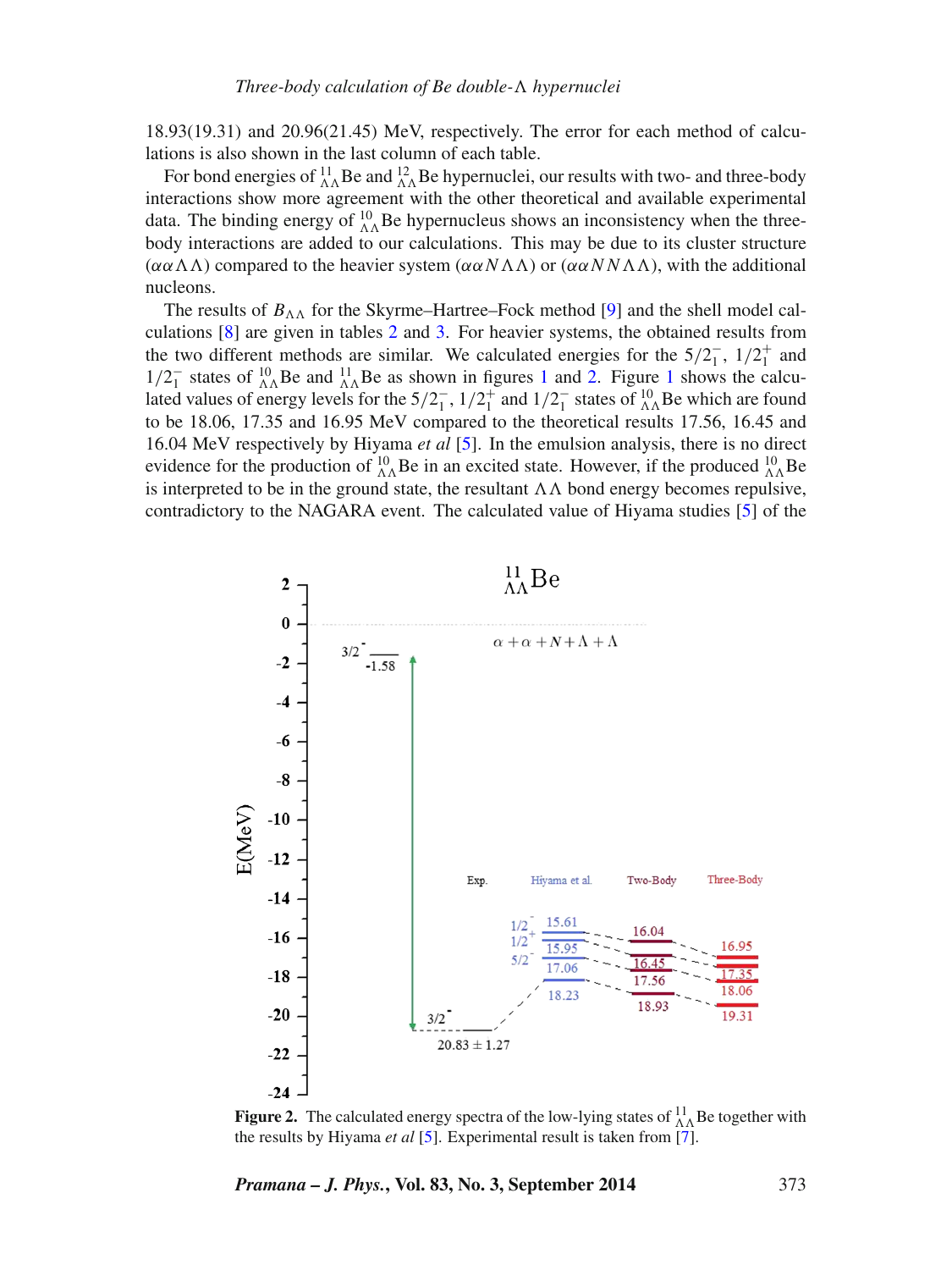18.93(19.31) and 20.96(21.45) MeV, respectively. The error for each method of calculations is also shown in the last column of each table.

For bond energies of ${}^{11}_{\Lambda\Lambda}$Be and ${}^{12}_{\Lambda\Lambda}$Be hypernuclei, our results with two- and three-body interactions show more agreement with the other theoretical and available experimental data. The binding energy of ${}^{10}_{\Lambda\Lambda}$Be hypernucleus shows an inconsistency when the three-body interactions are added to our calculations. This may be due to its cluster structure ($\alpha\alpha\Lambda\Lambda$) compared to the heavier system ($\alpha\alpha N\Lambda\Lambda$) or ($\alpha\alpha NN\Lambda\Lambda$), with the additional nucleons.

The results of $B_{\Lambda\Lambda}$ for the Skyrme–Hartree–Fock method [9] and the shell model calculations [8] are given in tables 2 and 3. For heavier systems, the obtained results from the two different methods are similar. We calculated energies for the $5/2^-_1$, $1/2^+_1$ and $1/2^-_1$ states of ${}^{10}_{\Lambda\Lambda}$Be and ${}^{11}_{\Lambda\Lambda}$Be as shown in figures 1 and 2. Figure 1 shows the calculated values of energy levels for the $5/2^-_1$, $1/2^+_1$ and $1/2^-_1$ states of ${}^{10}_{\Lambda\Lambda}$Be which are found to be 18.06, 17.35 and 16.95 MeV compared to the theoretical results 17.56, 16.45 and 16.04 MeV respectively by Hiyama *et al* [5]. In the emulsion analysis, there is no direct evidence for the production of ${}^{10}_{\Lambda\Lambda}$Be in an excited state. However, if the produced ${}^{10}_{\Lambda\Lambda}$Be is interpreted to be in the ground state, the resultant $\Lambda\Lambda$ bond energy becomes repulsive, contradictory to the NAGARA event. The calculated value of Hiyama studies [5] of the

**Figure 2.** The calculated energy spectra of the low-lying states of ${}^{11}_{\Lambda\Lambda}$Be together with the results by Hiyama *et al* [5]. Experimental result is taken from [7].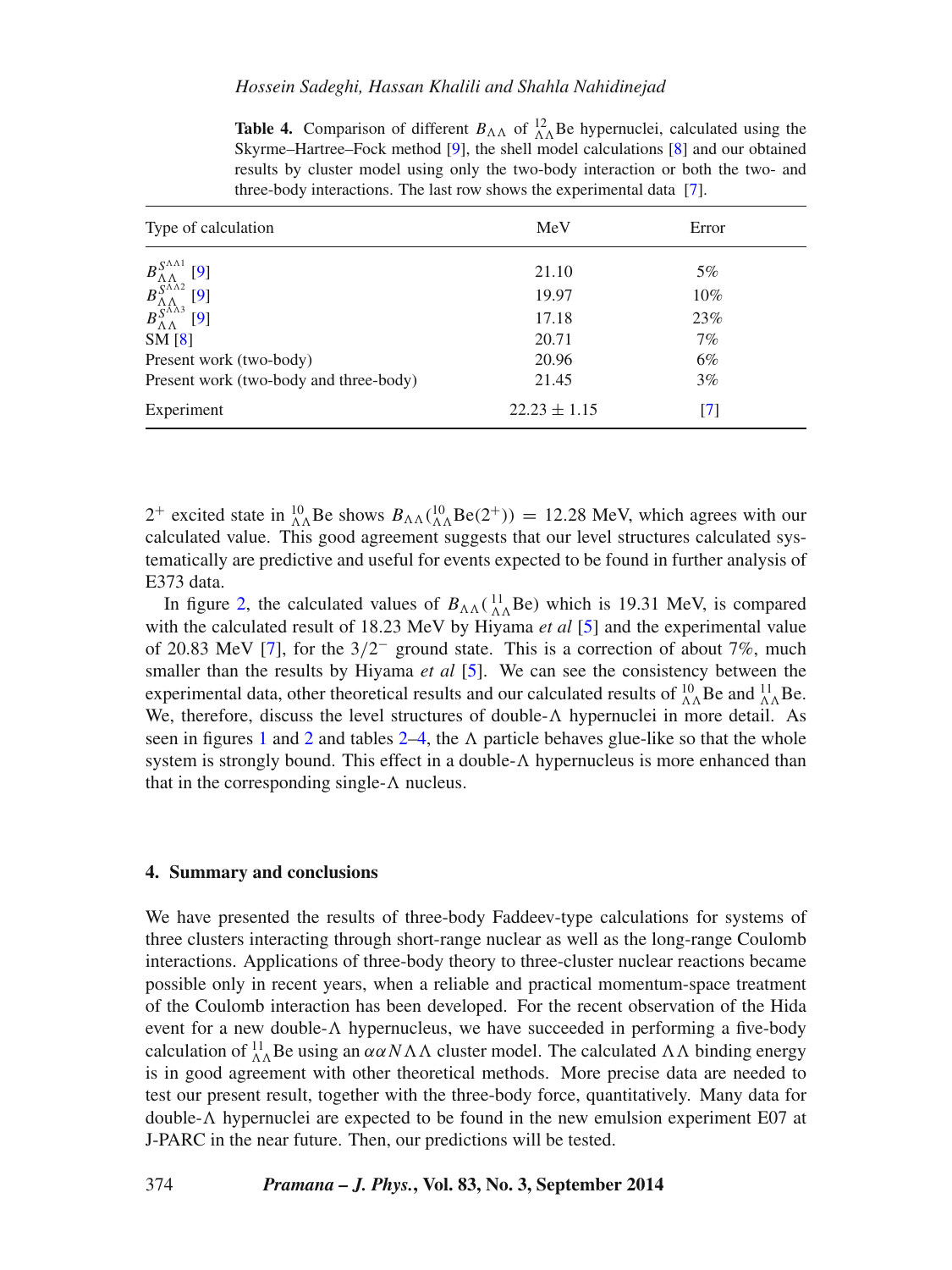**Table 4.** Comparison of different $B_{\Lambda\Lambda}$ of ${}^{12}_{\Lambda\Lambda}$Be hypernuclei, calculated using the Skyrme–Hartree–Fock method [9], the shell model calculations [8] and our obtained results by cluster model using only the two-body interaction or both the two- and three-body interactions. The last row shows the experimental data [7].

| Type of calculation | MeV | Error |
|---|---|---|
| $B^{S^{\Lambda\Lambda 1}}_{\Lambda\Lambda}$ [9] | 21.10 | 5% |
| $B^{S^{\Lambda\Lambda 2}}_{\Lambda\Lambda}$ [9] | 19.97 | 10% |
| $B^{S^{\Lambda\Lambda 3}}_{\Lambda\Lambda}$ [9] | 17.18 | 23% |
| SM [8] | 20.71 | 7% |
| Present work (two-body) | 20.96 | 6% |
| Present work (two-body and three-body) | 21.45 | 3% |
| Experiment | $22.23 \pm 1.15$ | [7] |

$2^+$ excited state in ${}^{10}_{\Lambda\Lambda}$Be shows $B_{\Lambda\Lambda}({}^{10}_{\Lambda\Lambda}\text{Be}(2^+)) = 12.28$ MeV, which agrees with our calculated value. This good agreement suggests that our level structures calculated systematically are predictive and useful for events expected to be found in further analysis of E373 data.

In figure 2, the calculated values of $B_{\Lambda\Lambda}({}^{11}_{\Lambda\Lambda}\text{Be})$ which is 19.31 MeV, is compared with the calculated result of 18.23 MeV by Hiyama *et al* [5] and the experimental value of 20.83 MeV [7], for the $3/2^-$ ground state. This is a correction of about 7%, much smaller than the results by Hiyama *et al* [5]. We can see the consistency between the experimental data, other theoretical results and our calculated results of ${}^{10}_{\Lambda\Lambda}$Be and ${}^{11}_{\Lambda\Lambda}$Be. We, therefore, discuss the level structures of double-$\Lambda$ hypernuclei in more detail. As seen in figures 1 and 2 and tables 2–4, the $\Lambda$ particle behaves glue-like so that the whole system is strongly bound. This effect in a double-$\Lambda$ hypernucleus is more enhanced than that in the corresponding single-$\Lambda$ nucleus.

## 4. Summary and conclusions

We have presented the results of three-body Faddeev-type calculations for systems of three clusters interacting through short-range nuclear as well as the long-range Coulomb interactions. Applications of three-body theory to three-cluster nuclear reactions became possible only in recent years, when a reliable and practical momentum-space treatment of the Coulomb interaction has been developed. For the recent observation of the Hida event for a new double-$\Lambda$ hypernucleus, we have succeeded in performing a five-body calculation of ${}^{11}_{\Lambda\Lambda}$Be using an $\alpha\alpha N\Lambda\Lambda$ cluster model. The calculated $\Lambda\Lambda$ binding energy is in good agreement with other theoretical methods. More precise data are needed to test our present result, together with the three-body force, quantitatively. Many data for double-$\Lambda$ hypernuclei are expected to be found in the new emulsion experiment E07 at J-PARC in the near future. Then, our predictions will be tested.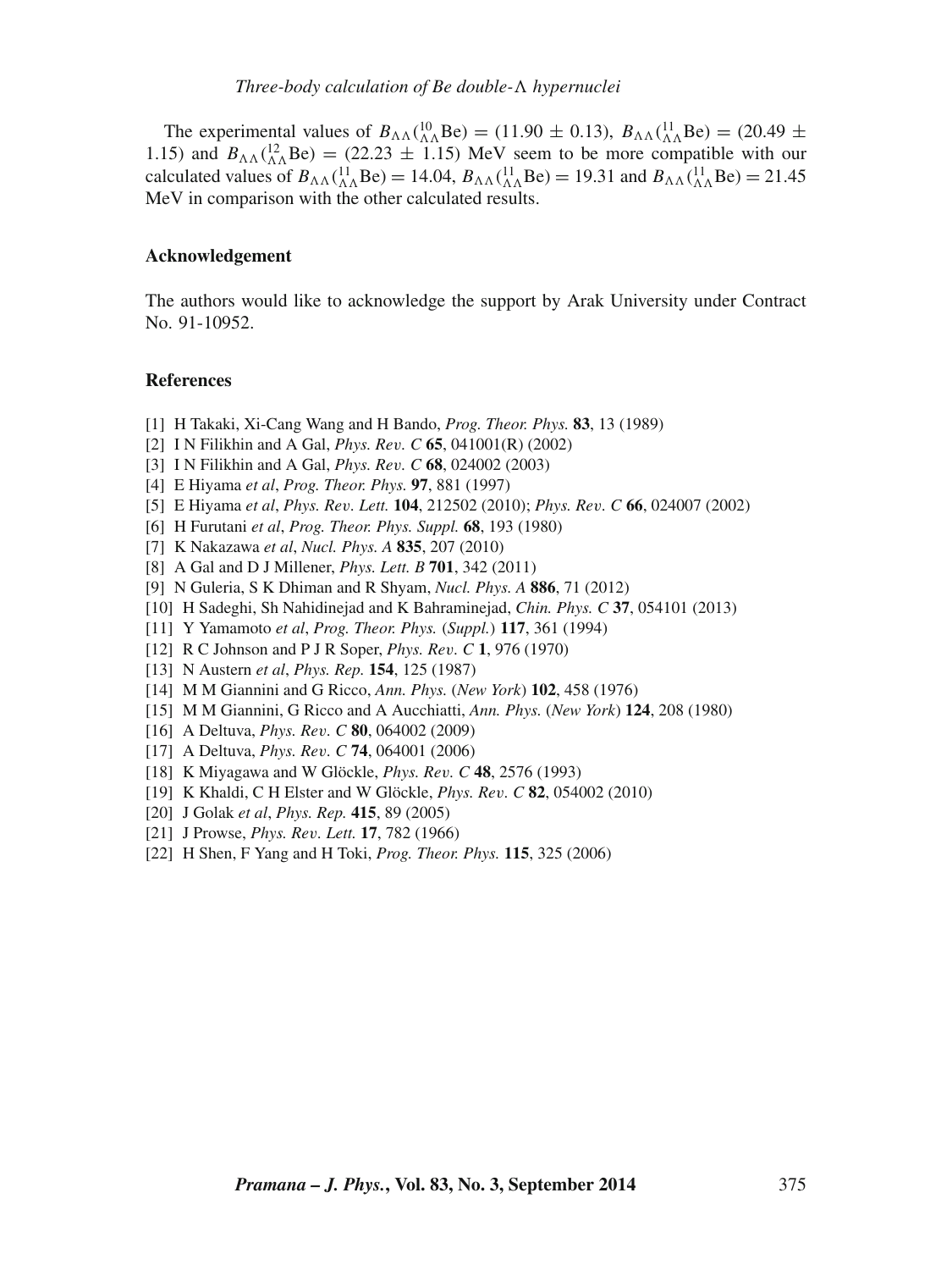The experimental values of $B_{\Lambda\Lambda}({}^{10}_{\Lambda\Lambda}\text{Be}) = (11.90 \pm 0.13)$, $B_{\Lambda\Lambda}({}^{11}_{\Lambda\Lambda}\text{Be}) = (20.49 \pm 1.15)$ and $B_{\Lambda\Lambda}({}^{12}_{\Lambda\Lambda}\text{Be}) = (22.23 \pm 1.15)$ MeV seem to be more compatible with our calculated values of $B_{\Lambda\Lambda}({}^{11}_{\Lambda\Lambda}\text{Be}) = 14.04$, $B_{\Lambda\Lambda}({}^{11}_{\Lambda\Lambda}\text{Be}) = 19.31$ and $B_{\Lambda\Lambda}({}^{11}_{\Lambda\Lambda}\text{Be}) = 21.45$ MeV in comparison with the other calculated results.

## Acknowledgement

The authors would like to acknowledge the support by Arak University under Contract No. 91-10952.

## References

[1] H Takaki, Xi-Cang Wang and H Bando, *Prog. Theor. Phys.* **83**, 13 (1989)
[2] I N Filikhin and A Gal, *Phys. Rev. C* **65**, 041001(R) (2002)
[3] I N Filikhin and A Gal, *Phys. Rev. C* **68**, 024002 (2003)
[4] E Hiyama *et al*, *Prog. Theor. Phys.* **97**, 881 (1997)
[5] E Hiyama *et al*, *Phys. Rev. Lett.* **104**, 212502 (2010); *Phys. Rev. C* **66**, 024007 (2002)
[6] H Furutani *et al*, *Prog. Theor. Phys. Suppl.* **68**, 193 (1980)
[7] K Nakazawa *et al*, *Nucl. Phys. A* **835**, 207 (2010)
[8] A Gal and D J Millener, *Phys. Lett. B* **701**, 342 (2011)
[9] N Guleria, S K Dhiman and R Shyam, *Nucl. Phys. A* **886**, 71 (2012)
[10] H Sadeghi, Sh Nahidinejad and K Bahraminejad, *Chin. Phys. C* **37**, 054101 (2013)
[11] Y Yamamoto *et al*, *Prog. Theor. Phys.* (*Suppl.*) **117**, 361 (1994)
[12] R C Johnson and P J R Soper, *Phys. Rev. C* **1**, 976 (1970)
[13] N Austern *et al*, *Phys. Rep.* **154**, 125 (1987)
[14] M M Giannini and G Ricco, *Ann. Phys.* (*New York*) **102**, 458 (1976)
[15] M M Giannini, G Ricco and A Aucchiatti, *Ann. Phys.* (*New York*) **124**, 208 (1980)
[16] A Deltuva, *Phys. Rev. C* **80**, 064002 (2009)
[17] A Deltuva, *Phys. Rev. C* **74**, 064001 (2006)
[18] K Miyagawa and W Glöckle, *Phys. Rev. C* **48**, 2576 (1993)
[19] K Khaldi, C H Elster and W Glöckle, *Phys. Rev. C* **82**, 054002 (2010)
[20] J Golak *et al*, *Phys. Rep.* **415**, 89 (2005)
[21] J Prowse, *Phys. Rev. Lett.* **17**, 782 (1966)
[22] H Shen, F Yang and H Toki, *Prog. Theor. Phys.* **115**, 325 (2006)